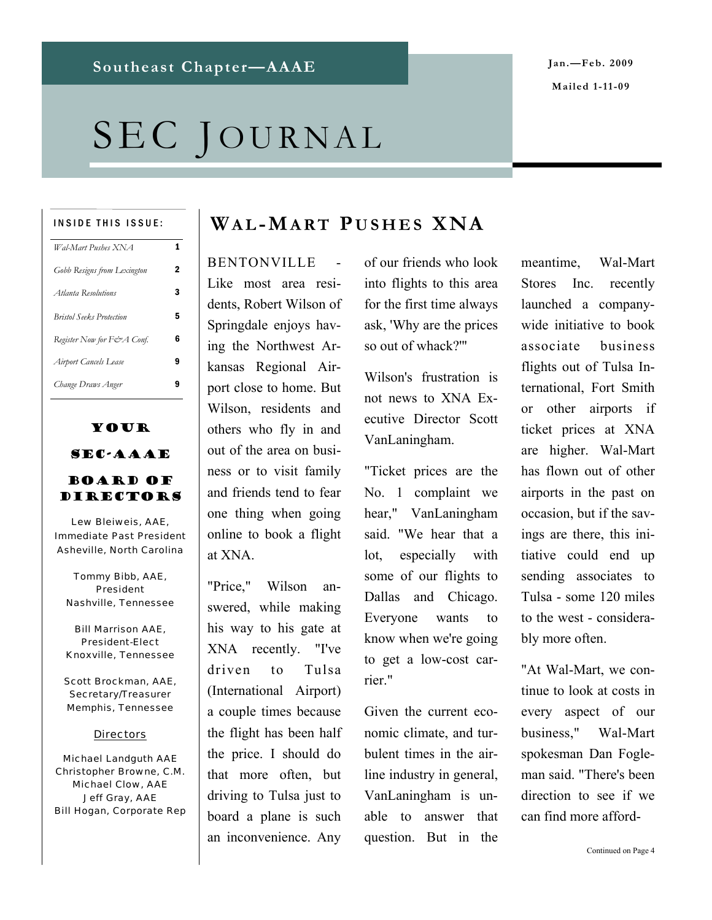Southeast Chapter—AAAE

Jan.—Feb. 2009

Mailed 1-11-09

# SEC Journal

**INSIDE THIS ISSUE:**

| | |
|---|---|
| *Wal-Mart Pushes XNA* | 1 |
| *Gobb Resigns from Lexington* | 2 |
| *Atlanta Resolutions* | 3 |
| *Bristol Seeks Protection* | 5 |
| *Register Now for F&A Conf.* | 6 |
| *Airport Cancels Lease* | 9 |
| *Change Draws Anger* | 9 |

**YOUR SEC-AAAE BOARD OF DIRECTORS**

Lew Bleiweis, AAE,
Immediate Past President
Asheville, North Carolina

Tommy Bibb, AAE,
President
Nashville, Tennessee

Bill Marrison AAE,
President-Elect
Knoxville, Tennessee

Scott Brockman, AAE,
Secretary/Treasurer
Memphis, Tennessee

Directors

Michael Landguth AAE
Christopher Browne, C.M.
Michael Clow, AAE
Jeff Gray, AAE
Bill Hogan, Corporate Rep

## Wal-Mart Pushes XNA

BENTONVILLE - Like most area residents, Robert Wilson of Springdale enjoys having the Northwest Arkansas Regional Airport close to home. But Wilson, residents and others who fly in and out of the area on business or to visit family and friends tend to fear one thing when going online to book a flight at XNA.

"Price," Wilson answered, while making his way to his gate at XNA recently. "I've driven to Tulsa (International Airport) a couple times because the flight has been half the price. I should do that more often, but driving to Tulsa just to board a plane is such an inconvenience. Any of our friends who look into flights to this area for the first time always ask, 'Why are the prices so out of whack?'"

Wilson's frustration is not news to XNA Executive Director Scott VanLaningham.

"Ticket prices are the No. 1 complaint we hear," VanLaningham said. "We hear that a lot, especially with some of our flights to Dallas and Chicago. Everyone wants to know when we're going to get a low-cost carrier."

Given the current economic climate, and turbulent times in the airline industry in general, VanLaningham is unable to answer that question. But in the meantime, Wal-Mart Stores Inc. recently launched a company-wide initiative to book associate business flights out of Tulsa International, Fort Smith or other airports if ticket prices at XNA are higher. Wal-Mart has flown out of other airports in the past on occasion, but if the savings are there, this initiative could end up sending associates to Tulsa - some 120 miles to the west - considerably more often.

"At Wal-Mart, we continue to look at costs in every aspect of our business," Wal-Mart spokesman Dan Fogleman said. "There's been direction to see if we can find more afford-

Continued on Page 4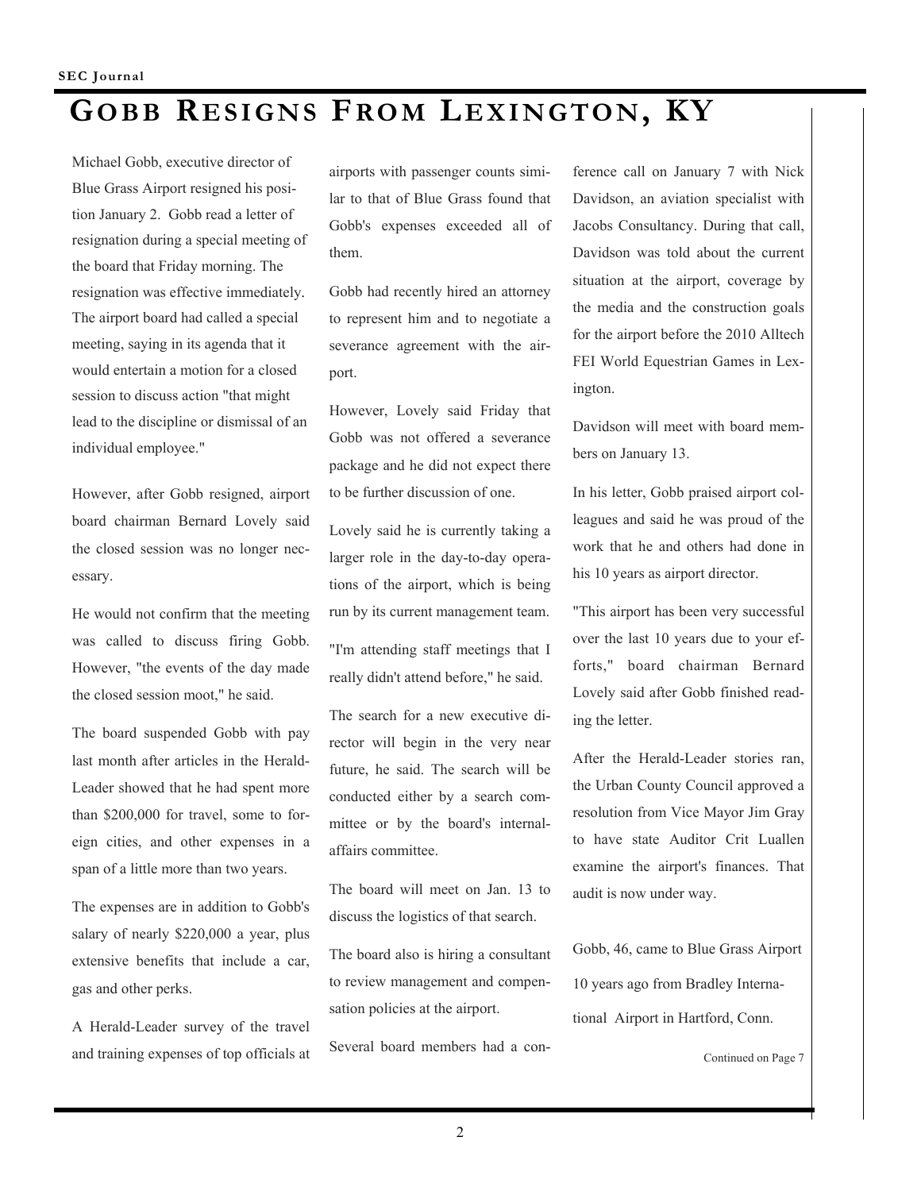# Gobb Resigns From Lexington, KY

Michael Gobb, executive director of Blue Grass Airport resigned his position January 2. Gobb read a letter of resignation during a special meeting of the board that Friday morning. The resignation was effective immediately. The airport board had called a special meeting, saying in its agenda that it would entertain a motion for a closed session to discuss action "that might lead to the discipline or dismissal of an individual employee."

However, after Gobb resigned, airport board chairman Bernard Lovely said the closed session was no longer necessary.

He would not confirm that the meeting was called to discuss firing Gobb. However, "the events of the day made the closed session moot," he said.

The board suspended Gobb with pay last month after articles in the Herald-Leader showed that he had spent more than $200,000 for travel, some to foreign cities, and other expenses in a span of a little more than two years.

The expenses are in addition to Gobb's salary of nearly $220,000 a year, plus extensive benefits that include a car, gas and other perks.

A Herald-Leader survey of the travel and training expenses of top officials at airports with passenger counts similar to that of Blue Grass found that Gobb's expenses exceeded all of them.

Gobb had recently hired an attorney to represent him and to negotiate a severance agreement with the airport.

However, Lovely said Friday that Gobb was not offered a severance package and he did not expect there to be further discussion of one.

Lovely said he is currently taking a larger role in the day-to-day operations of the airport, which is being run by its current management team.

"I'm attending staff meetings that I really didn't attend before," he said.

The search for a new executive director will begin in the very near future, he said. The search will be conducted either by a search committee or by the board's internal-affairs committee.

The board will meet on Jan. 13 to discuss the logistics of that search.

The board also is hiring a consultant to review management and compensation policies at the airport.

Several board members had a conference call on January 7 with Nick Davidson, an aviation specialist with Jacobs Consultancy. During that call, Davidson was told about the current situation at the airport, coverage by the media and the construction goals for the airport before the 2010 Alltech FEI World Equestrian Games in Lexington.

Davidson will meet with board members on January 13.

In his letter, Gobb praised airport colleagues and said he was proud of the work that he and others had done in his 10 years as airport director.

"This airport has been very successful over the last 10 years due to your efforts," board chairman Bernard Lovely said after Gobb finished reading the letter.

After the Herald-Leader stories ran, the Urban County Council approved a resolution from Vice Mayor Jim Gray to have state Auditor Crit Luallen examine the airport's finances. That audit is now under way.

Gobb, 46, came to Blue Grass Airport 10 years ago from Bradley International Airport in Hartford, Conn.

Continued on Page 7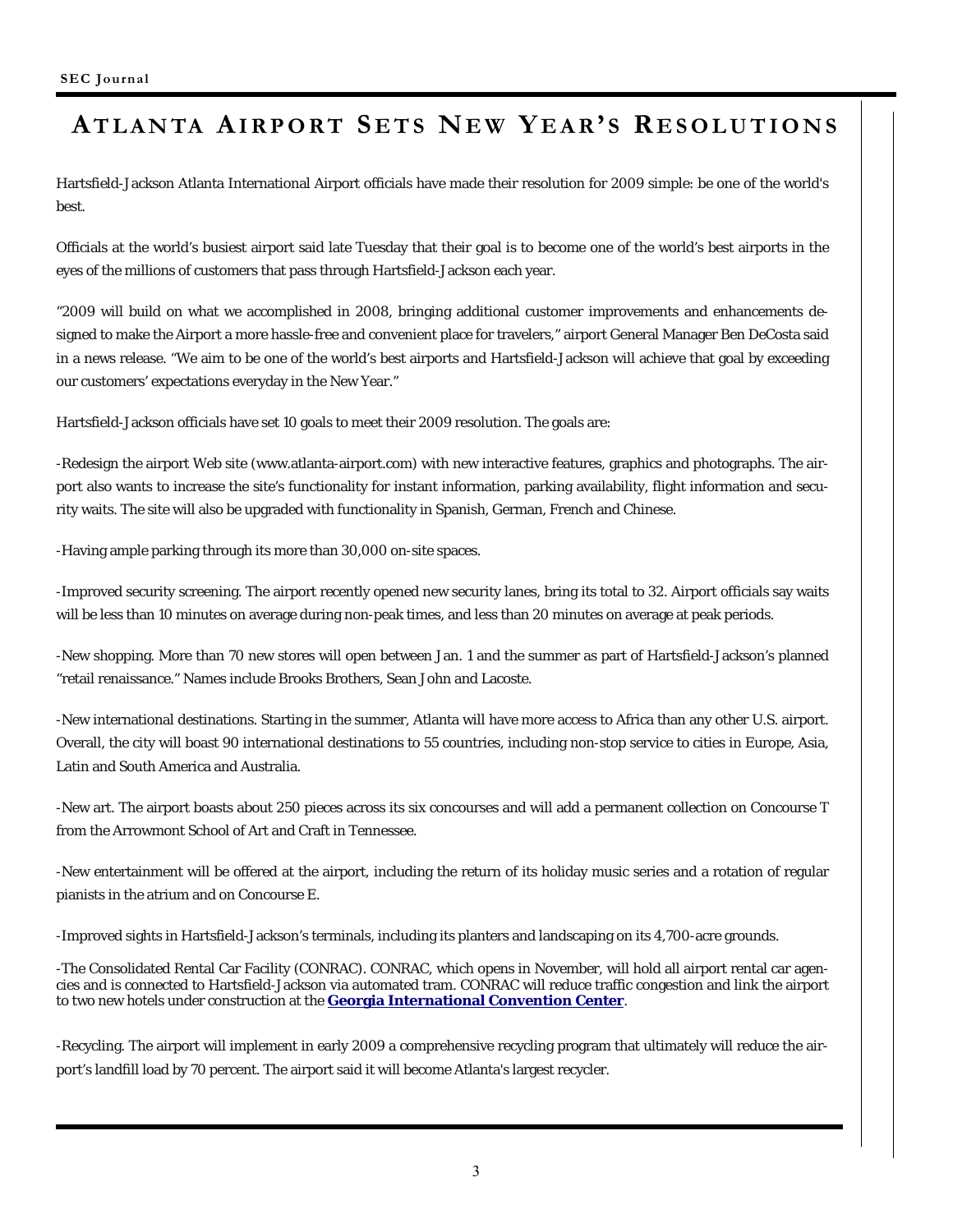# ATLANTA AIRPORT SETS NEW YEAR'S RESOLUTIONS

Hartsfield-Jackson Atlanta International Airport officials have made their resolution for 2009 simple: be one of the world's best.

Officials at the world's busiest airport said late Tuesday that their goal is to become one of the world's best airports in the eyes of the millions of customers that pass through Hartsfield-Jackson each year.

"2009 will build on what we accomplished in 2008, bringing additional customer improvements and enhancements designed to make the Airport a more hassle-free and convenient place for travelers," airport General Manager Ben DeCosta said in a news release. "We aim to be one of the world's best airports and Hartsfield-Jackson will achieve that goal by exceeding our customers' expectations everyday in the New Year."

Hartsfield-Jackson officials have set 10 goals to meet their 2009 resolution. The goals are:

-Redesign the airport Web site (www.atlanta-airport.com) with new interactive features, graphics and photographs. The airport also wants to increase the site's functionality for instant information, parking availability, flight information and security waits. The site will also be upgraded with functionality in Spanish, German, French and Chinese.

-Having ample parking through its more than 30,000 on-site spaces.

-Improved security screening. The airport recently opened new security lanes, bring its total to 32. Airport officials say waits will be less than 10 minutes on average during non-peak times, and less than 20 minutes on average at peak periods.

-New shopping. More than 70 new stores will open between Jan. 1 and the summer as part of Hartsfield-Jackson's planned "retail renaissance." Names include Brooks Brothers, Sean John and Lacoste.

-New international destinations. Starting in the summer, Atlanta will have more access to Africa than any other U.S. airport. Overall, the city will boast 90 international destinations to 55 countries, including non-stop service to cities in Europe, Asia, Latin and South America and Australia.

-New art. The airport boasts about 250 pieces across its six concourses and will add a permanent collection on Concourse T from the Arrowmont School of Art and Craft in Tennessee.

-New entertainment will be offered at the airport, including the return of its holiday music series and a rotation of regular pianists in the atrium and on Concourse E.

-Improved sights in Hartsfield-Jackson's terminals, including its planters and landscaping on its 4,700-acre grounds.

-The Consolidated Rental Car Facility (CONRAC). CONRAC, which opens in November, will hold all airport rental car agencies and is connected to Hartsfield-Jackson via automated tram. CONRAC will reduce traffic congestion and link the airport to two new hotels under construction at the **Georgia International Convention Center**.

-Recycling. The airport will implement in early 2009 a comprehensive recycling program that ultimately will reduce the airport's landfill load by 70 percent. The airport said it will become Atlanta's largest recycler.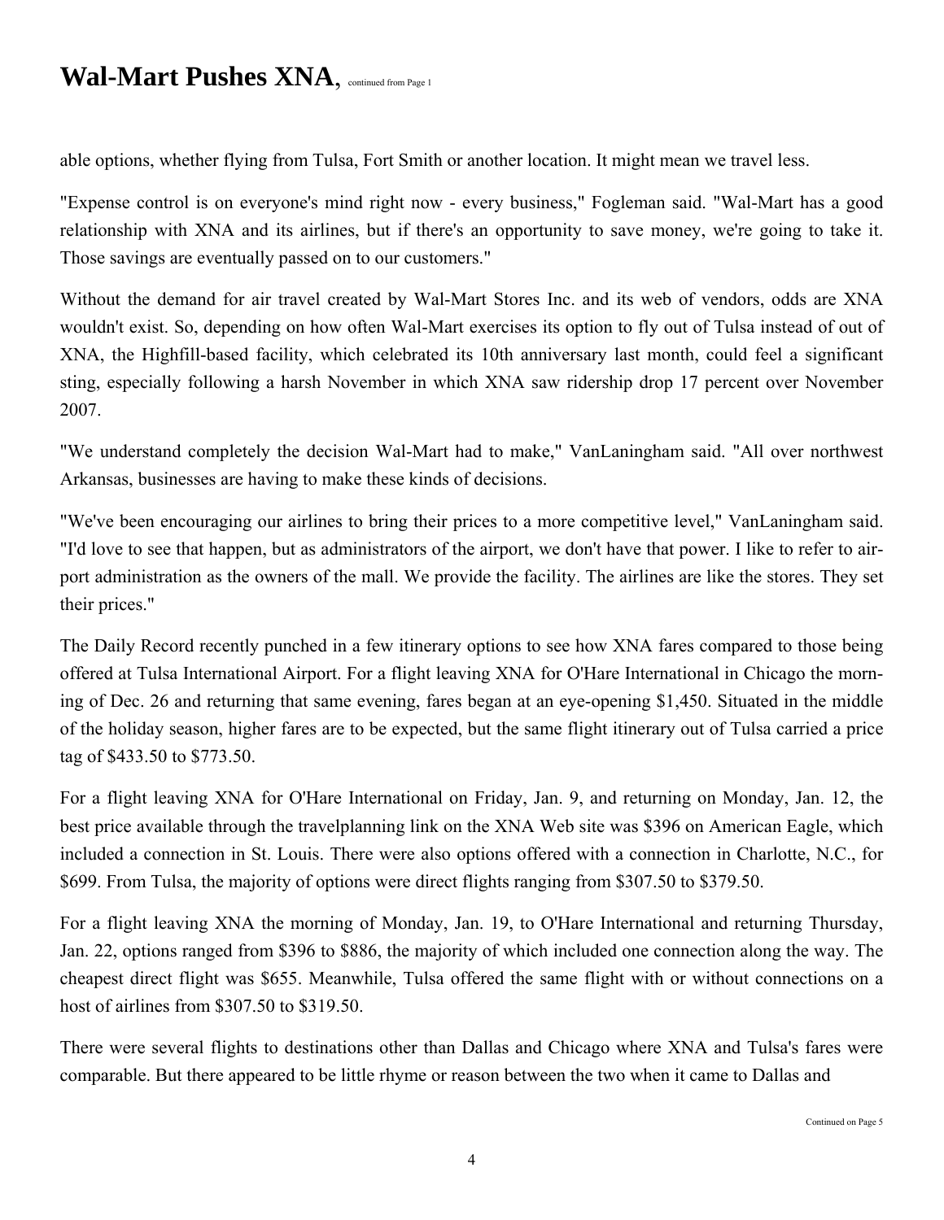# Wal-Mart Pushes XNA, continued from Page 1

able options, whether flying from Tulsa, Fort Smith or another location. It might mean we travel less.

"Expense control is on everyone's mind right now - every business," Fogleman said. "Wal-Mart has a good relationship with XNA and its airlines, but if there's an opportunity to save money, we're going to take it. Those savings are eventually passed on to our customers."

Without the demand for air travel created by Wal-Mart Stores Inc. and its web of vendors, odds are XNA wouldn't exist. So, depending on how often Wal-Mart exercises its option to fly out of Tulsa instead of out of XNA, the Highfill-based facility, which celebrated its 10th anniversary last month, could feel a significant sting, especially following a harsh November in which XNA saw ridership drop 17 percent over November 2007.

"We understand completely the decision Wal-Mart had to make," VanLaningham said. "All over northwest Arkansas, businesses are having to make these kinds of decisions.

"We've been encouraging our airlines to bring their prices to a more competitive level," VanLaningham said. "I'd love to see that happen, but as administrators of the airport, we don't have that power. I like to refer to airport administration as the owners of the mall. We provide the facility. The airlines are like the stores. They set their prices."

The Daily Record recently punched in a few itinerary options to see how XNA fares compared to those being offered at Tulsa International Airport. For a flight leaving XNA for O'Hare International in Chicago the morning of Dec. 26 and returning that same evening, fares began at an eye-opening $1,450. Situated in the middle of the holiday season, higher fares are to be expected, but the same flight itinerary out of Tulsa carried a price tag of $433.50 to $773.50.

For a flight leaving XNA for O'Hare International on Friday, Jan. 9, and returning on Monday, Jan. 12, the best price available through the travelplanning link on the XNA Web site was $396 on American Eagle, which included a connection in St. Louis. There were also options offered with a connection in Charlotte, N.C., for $699. From Tulsa, the majority of options were direct flights ranging from $307.50 to $379.50.

For a flight leaving XNA the morning of Monday, Jan. 19, to O'Hare International and returning Thursday, Jan. 22, options ranged from $396 to $886, the majority of which included one connection along the way. The cheapest direct flight was $655. Meanwhile, Tulsa offered the same flight with or without connections on a host of airlines from $307.50 to $319.50.

There were several flights to destinations other than Dallas and Chicago where XNA and Tulsa's fares were comparable. But there appeared to be little rhyme or reason between the two when it came to Dallas and

Continued on Page 5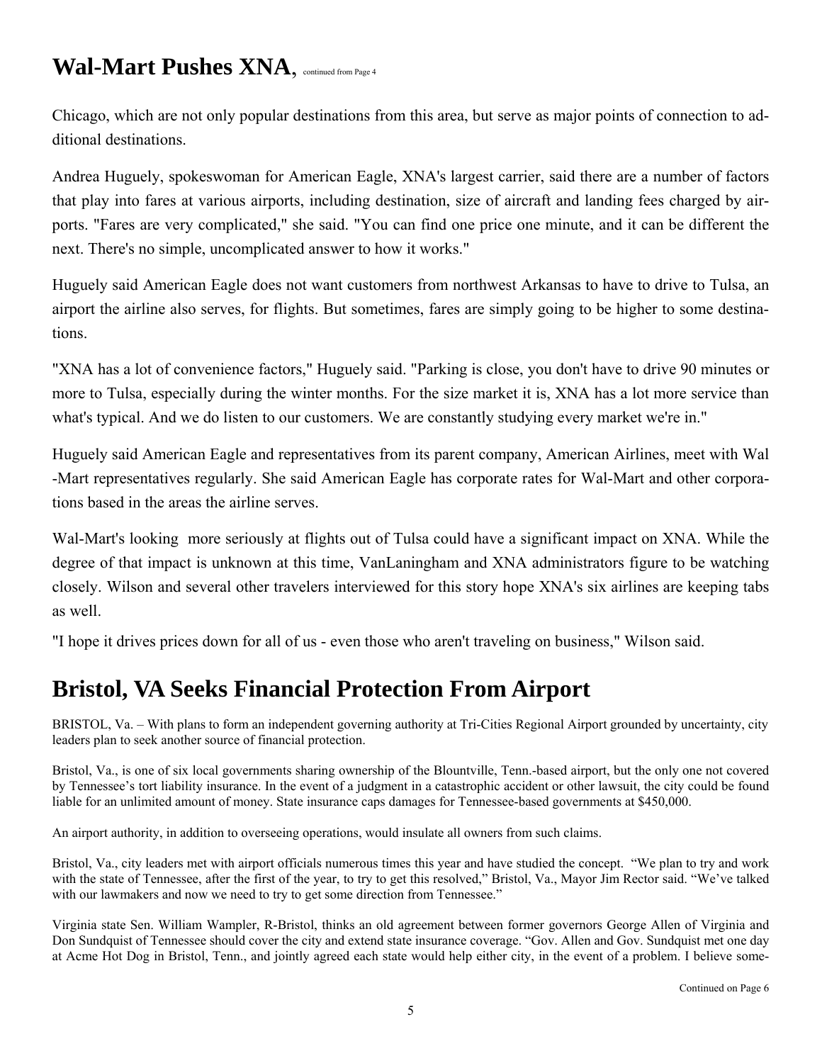## Wal-Mart Pushes XNA, continued from Page 4

Chicago, which are not only popular destinations from this area, but serve as major points of connection to additional destinations.

Andrea Huguely, spokeswoman for American Eagle, XNA's largest carrier, said there are a number of factors that play into fares at various airports, including destination, size of aircraft and landing fees charged by airports. "Fares are very complicated," she said. "You can find one price one minute, and it can be different the next. There's no simple, uncomplicated answer to how it works."

Huguely said American Eagle does not want customers from northwest Arkansas to have to drive to Tulsa, an airport the airline also serves, for flights. But sometimes, fares are simply going to be higher to some destinations.

"XNA has a lot of convenience factors," Huguely said. "Parking is close, you don't have to drive 90 minutes or more to Tulsa, especially during the winter months. For the size market it is, XNA has a lot more service than what's typical. And we do listen to our customers. We are constantly studying every market we're in."

Huguely said American Eagle and representatives from its parent company, American Airlines, meet with Wal-Mart representatives regularly. She said American Eagle has corporate rates for Wal-Mart and other corporations based in the areas the airline serves.

Wal-Mart's looking more seriously at flights out of Tulsa could have a significant impact on XNA. While the degree of that impact is unknown at this time, VanLaningham and XNA administrators figure to be watching closely. Wilson and several other travelers interviewed for this story hope XNA's six airlines are keeping tabs as well.

"I hope it drives prices down for all of us - even those who aren't traveling on business," Wilson said.

## Bristol, VA Seeks Financial Protection From Airport

BRISTOL, Va. – With plans to form an independent governing authority at Tri-Cities Regional Airport grounded by uncertainty, city leaders plan to seek another source of financial protection.

Bristol, Va., is one of six local governments sharing ownership of the Blountville, Tenn.-based airport, but the only one not covered by Tennessee's tort liability insurance. In the event of a judgment in a catastrophic accident or other lawsuit, the city could be found liable for an unlimited amount of money. State insurance caps damages for Tennessee-based governments at $450,000.

An airport authority, in addition to overseeing operations, would insulate all owners from such claims.

Bristol, Va., city leaders met with airport officials numerous times this year and have studied the concept. "We plan to try and work with the state of Tennessee, after the first of the year, to try to get this resolved," Bristol, Va., Mayor Jim Rector said. "We've talked with our lawmakers and now we need to try to get some direction from Tennessee."

Virginia state Sen. William Wampler, R-Bristol, thinks an old agreement between former governors George Allen of Virginia and Don Sundquist of Tennessee should cover the city and extend state insurance coverage. "Gov. Allen and Gov. Sundquist met one day at Acme Hot Dog in Bristol, Tenn., and jointly agreed each state would help either city, in the event of a problem. I believe some-

Continued on Page 6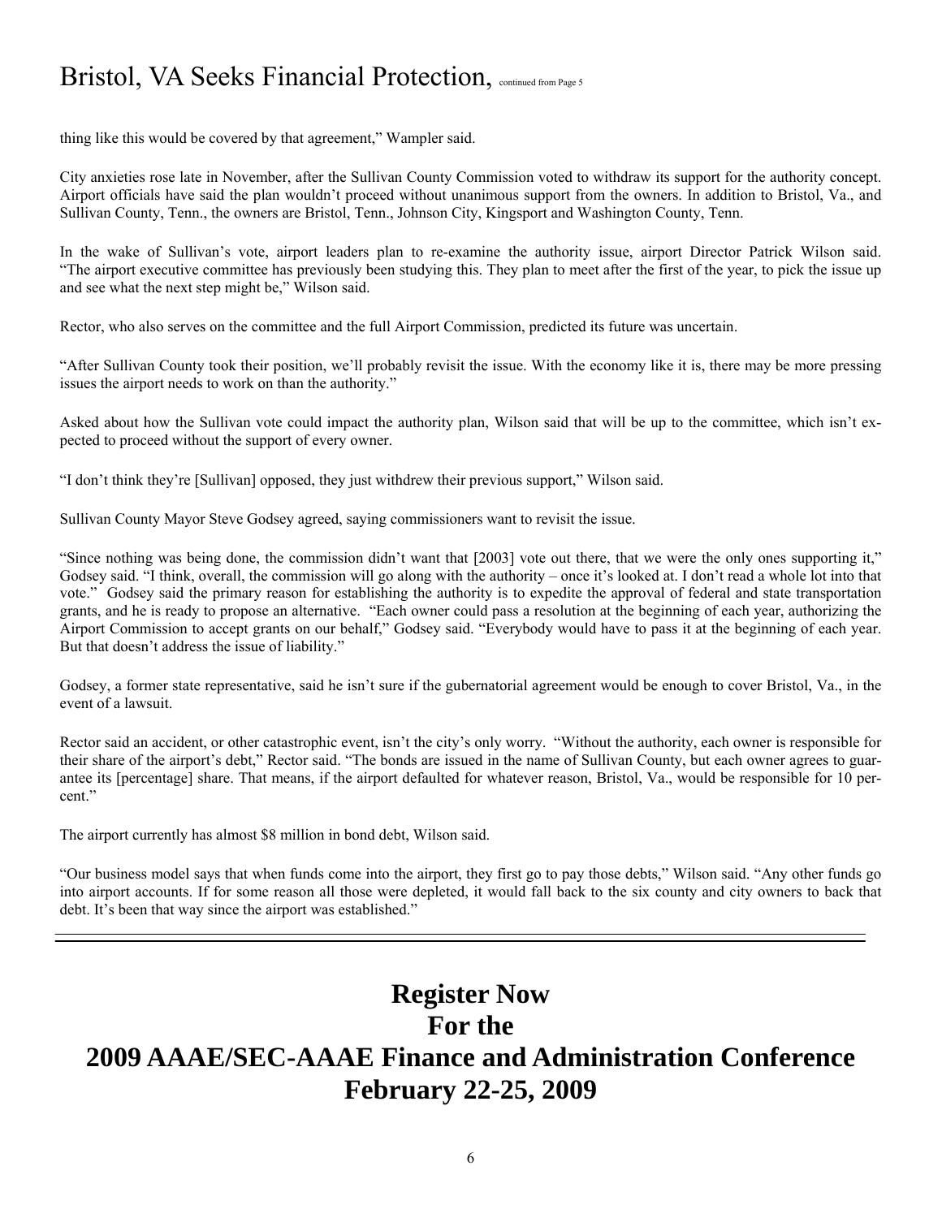# Bristol, VA Seeks Financial Protection, continued from Page 5

thing like this would be covered by that agreement," Wampler said.

City anxieties rose late in November, after the Sullivan County Commission voted to withdraw its support for the authority concept. Airport officials have said the plan wouldn't proceed without unanimous support from the owners. In addition to Bristol, Va., and Sullivan County, Tenn., the owners are Bristol, Tenn., Johnson City, Kingsport and Washington County, Tenn.

In the wake of Sullivan's vote, airport leaders plan to re-examine the authority issue, airport Director Patrick Wilson said. "The airport executive committee has previously been studying this. They plan to meet after the first of the year, to pick the issue up and see what the next step might be," Wilson said.

Rector, who also serves on the committee and the full Airport Commission, predicted its future was uncertain.

"After Sullivan County took their position, we'll probably revisit the issue. With the economy like it is, there may be more pressing issues the airport needs to work on than the authority."

Asked about how the Sullivan vote could impact the authority plan, Wilson said that will be up to the committee, which isn't expected to proceed without the support of every owner.

"I don't think they're [Sullivan] opposed, they just withdrew their previous support," Wilson said.

Sullivan County Mayor Steve Godsey agreed, saying commissioners want to revisit the issue.

"Since nothing was being done, the commission didn't want that [2003] vote out there, that we were the only ones supporting it," Godsey said. "I think, overall, the commission will go along with the authority – once it's looked at. I don't read a whole lot into that vote." Godsey said the primary reason for establishing the authority is to expedite the approval of federal and state transportation grants, and he is ready to propose an alternative. "Each owner could pass a resolution at the beginning of each year, authorizing the Airport Commission to accept grants on our behalf," Godsey said. "Everybody would have to pass it at the beginning of each year. But that doesn't address the issue of liability."

Godsey, a former state representative, said he isn't sure if the gubernatorial agreement would be enough to cover Bristol, Va., in the event of a lawsuit.

Rector said an accident, or other catastrophic event, isn't the city's only worry. "Without the authority, each owner is responsible for their share of the airport's debt," Rector said. "The bonds are issued in the name of Sullivan County, but each owner agrees to guarantee its [percentage] share. That means, if the airport defaulted for whatever reason, Bristol, Va., would be responsible for 10 percent."

The airport currently has almost $8 million in bond debt, Wilson said.

"Our business model says that when funds come into the airport, they first go to pay those debts," Wilson said. "Any other funds go into airport accounts. If for some reason all those were depleted, it would fall back to the six county and city owners to back that debt. It's been that way since the airport was established."

---

**Register Now**
**For the**
**2009 AAAE/SEC-AAAE Finance and Administration Conference**
**February 22-25, 2009**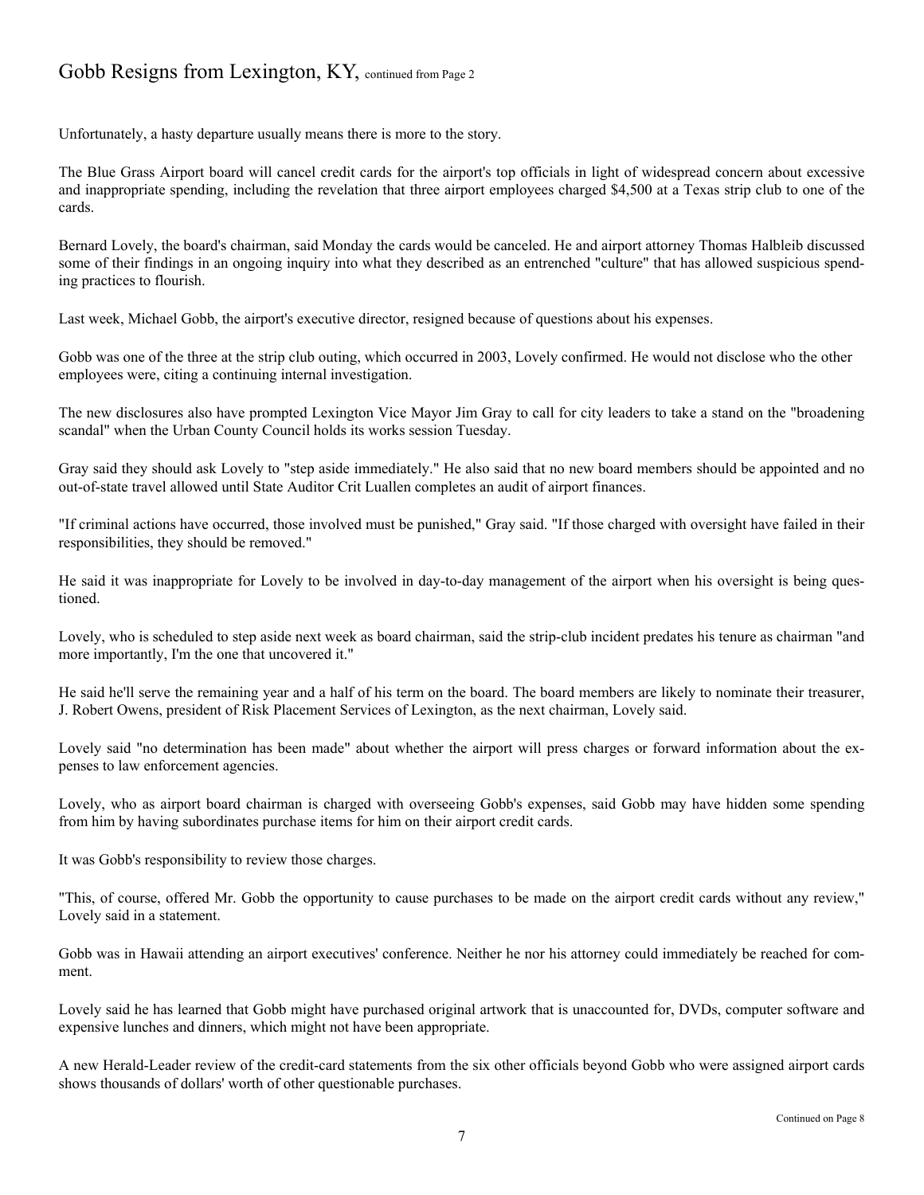# Gobb Resigns from Lexington, KY, continued from Page 2

Unfortunately, a hasty departure usually means there is more to the story.

The Blue Grass Airport board will cancel credit cards for the airport's top officials in light of widespread concern about excessive and inappropriate spending, including the revelation that three airport employees charged $4,500 at a Texas strip club to one of the cards.

Bernard Lovely, the board's chairman, said Monday the cards would be canceled. He and airport attorney Thomas Halbleib discussed some of their findings in an ongoing inquiry into what they described as an entrenched "culture" that has allowed suspicious spending practices to flourish.

Last week, Michael Gobb, the airport's executive director, resigned because of questions about his expenses.

Gobb was one of the three at the strip club outing, which occurred in 2003, Lovely confirmed. He would not disclose who the other employees were, citing a continuing internal investigation.

The new disclosures also have prompted Lexington Vice Mayor Jim Gray to call for city leaders to take a stand on the "broadening scandal" when the Urban County Council holds its works session Tuesday.

Gray said they should ask Lovely to "step aside immediately." He also said that no new board members should be appointed and no out-of-state travel allowed until State Auditor Crit Luallen completes an audit of airport finances.

"If criminal actions have occurred, those involved must be punished," Gray said. "If those charged with oversight have failed in their responsibilities, they should be removed."

He said it was inappropriate for Lovely to be involved in day-to-day management of the airport when his oversight is being questioned.

Lovely, who is scheduled to step aside next week as board chairman, said the strip-club incident predates his tenure as chairman "and more importantly, I'm the one that uncovered it."

He said he'll serve the remaining year and a half of his term on the board. The board members are likely to nominate their treasurer, J. Robert Owens, president of Risk Placement Services of Lexington, as the next chairman, Lovely said.

Lovely said "no determination has been made" about whether the airport will press charges or forward information about the expenses to law enforcement agencies.

Lovely, who as airport board chairman is charged with overseeing Gobb's expenses, said Gobb may have hidden some spending from him by having subordinates purchase items for him on their airport credit cards.

It was Gobb's responsibility to review those charges.

"This, of course, offered Mr. Gobb the opportunity to cause purchases to be made on the airport credit cards without any review," Lovely said in a statement.

Gobb was in Hawaii attending an airport executives' conference. Neither he nor his attorney could immediately be reached for comment.

Lovely said he has learned that Gobb might have purchased original artwork that is unaccounted for, DVDs, computer software and expensive lunches and dinners, which might not have been appropriate.

A new Herald-Leader review of the credit-card statements from the six other officials beyond Gobb who were assigned airport cards shows thousands of dollars' worth of other questionable purchases.

Continued on Page 8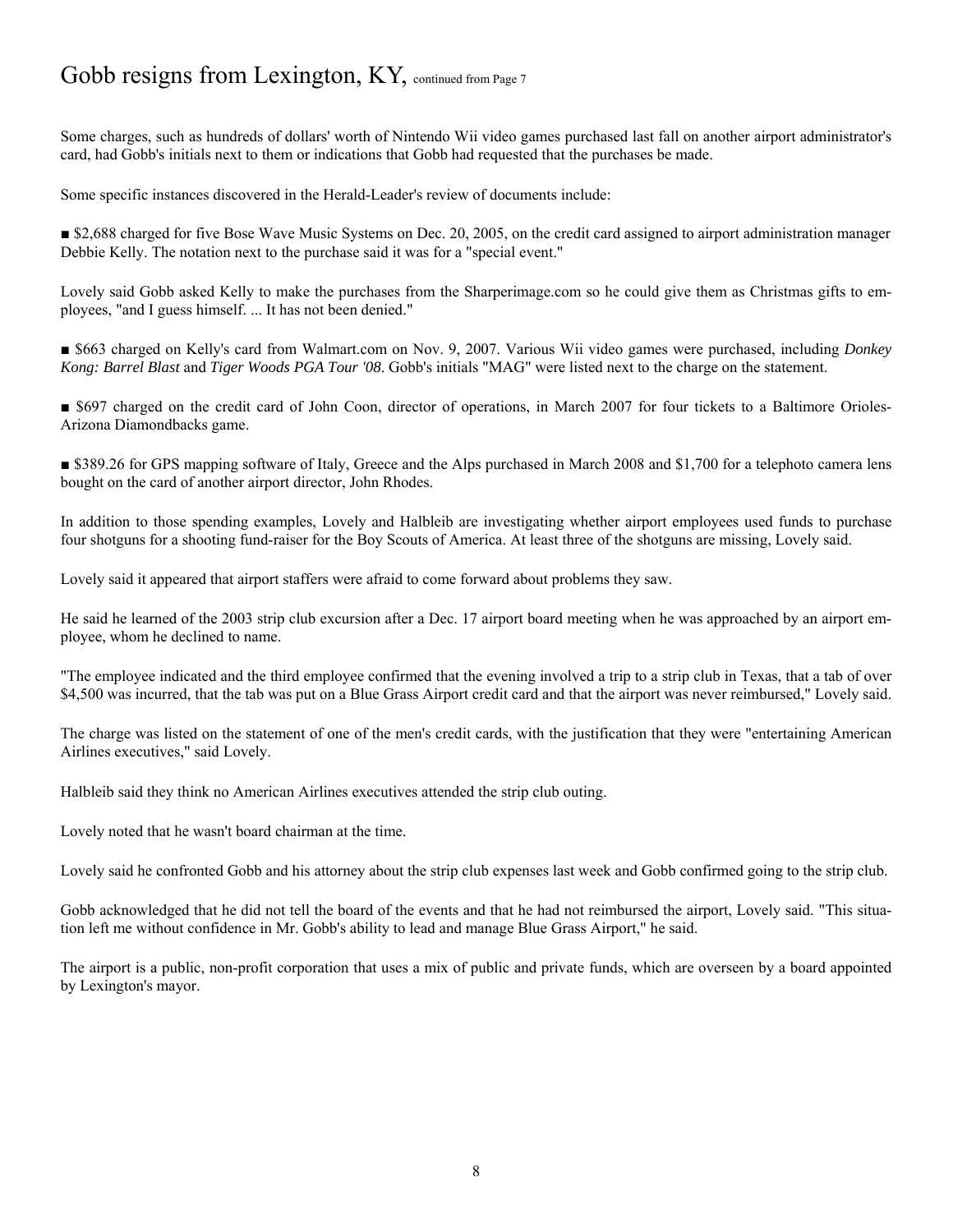# Gobb resigns from Lexington, KY, continued from Page 7

Some charges, such as hundreds of dollars' worth of Nintendo Wii video games purchased last fall on another airport administrator's card, had Gobb's initials next to them or indications that Gobb had requested that the purchases be made.

Some specific instances discovered in the Herald-Leader's review of documents include:

■ $2,688 charged for five Bose Wave Music Systems on Dec. 20, 2005, on the credit card assigned to airport administration manager Debbie Kelly. The notation next to the purchase said it was for a "special event."

Lovely said Gobb asked Kelly to make the purchases from the Sharperimage.com so he could give them as Christmas gifts to employees, "and I guess himself. ... It has not been denied."

■ $663 charged on Kelly's card from Walmart.com on Nov. 9, 2007. Various Wii video games were purchased, including *Donkey Kong: Barrel Blast* and *Tiger Woods PGA Tour '08*. Gobb's initials "MAG" were listed next to the charge on the statement.

■ $697 charged on the credit card of John Coon, director of operations, in March 2007 for four tickets to a Baltimore Orioles-Arizona Diamondbacks game.

■ $389.26 for GPS mapping software of Italy, Greece and the Alps purchased in March 2008 and $1,700 for a telephoto camera lens bought on the card of another airport director, John Rhodes.

In addition to those spending examples, Lovely and Halbleib are investigating whether airport employees used funds to purchase four shotguns for a shooting fund-raiser for the Boy Scouts of America. At least three of the shotguns are missing, Lovely said.

Lovely said it appeared that airport staffers were afraid to come forward about problems they saw.

He said he learned of the 2003 strip club excursion after a Dec. 17 airport board meeting when he was approached by an airport employee, whom he declined to name.

"The employee indicated and the third employee confirmed that the evening involved a trip to a strip club in Texas, that a tab of over $4,500 was incurred, that the tab was put on a Blue Grass Airport credit card and that the airport was never reimbursed," Lovely said.

The charge was listed on the statement of one of the men's credit cards, with the justification that they were "entertaining American Airlines executives," said Lovely.

Halbleib said they think no American Airlines executives attended the strip club outing.

Lovely noted that he wasn't board chairman at the time.

Lovely said he confronted Gobb and his attorney about the strip club expenses last week and Gobb confirmed going to the strip club.

Gobb acknowledged that he did not tell the board of the events and that he had not reimbursed the airport, Lovely said. "This situation left me without confidence in Mr. Gobb's ability to lead and manage Blue Grass Airport," he said.

The airport is a public, non-profit corporation that uses a mix of public and private funds, which are overseen by a board appointed by Lexington's mayor.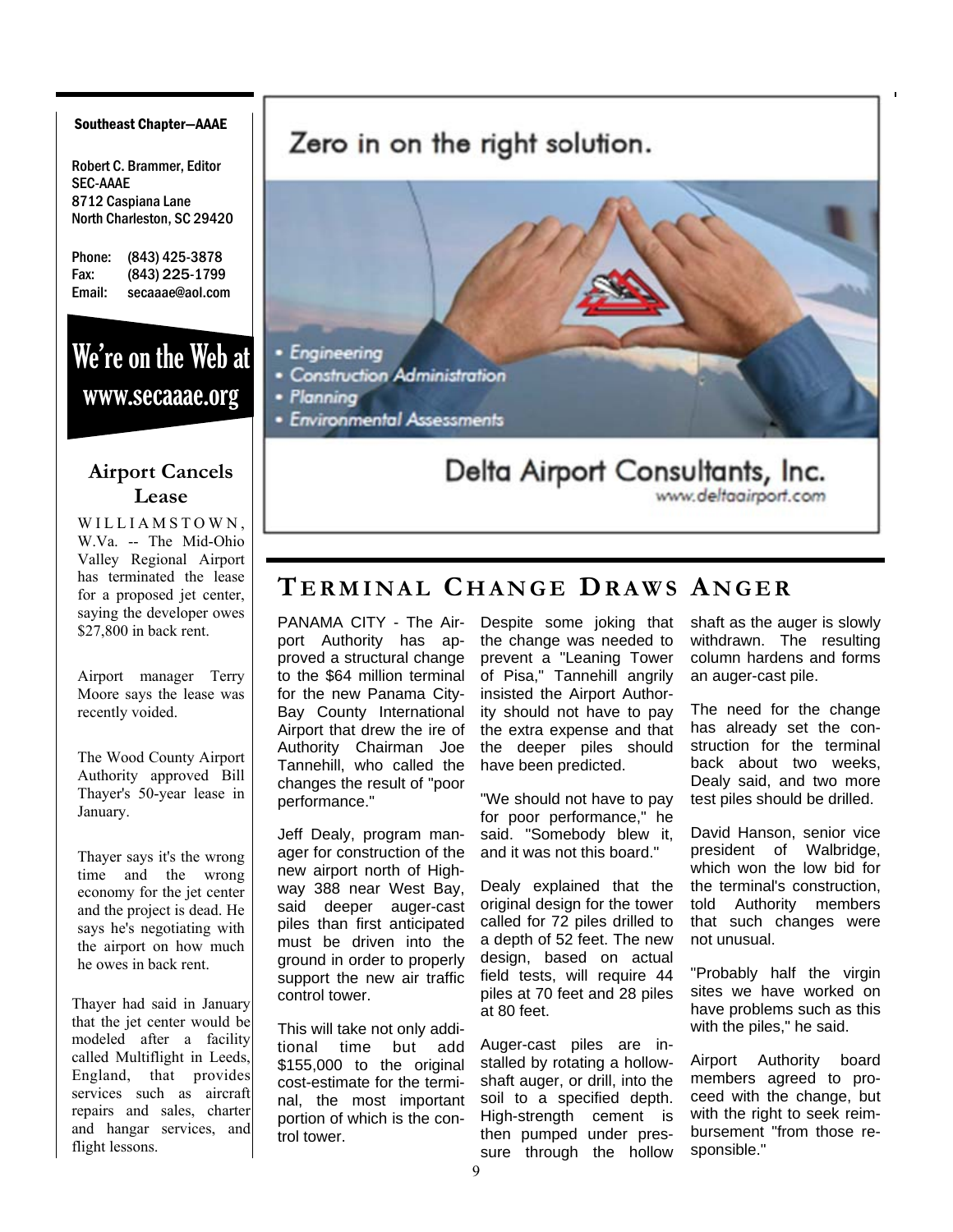Southeast Chapter—AAAE

Robert C. Brammer, Editor
SEC-AAAE
8712 Caspiana Lane
North Charleston, SC 29420

Phone: (843) 425-3878
Fax: (843) 225-1799
Email: secaaae@aol.com

**We're on the Web at www.secaaae.org**

## Airport Cancels Lease

WILLIAMSTOWN, W.Va. -- The Mid-Ohio Valley Regional Airport has terminated the lease for a proposed jet center, saying the developer owes $27,800 in back rent.

Airport manager Terry Moore says the lease was recently voided.

The Wood County Airport Authority approved Bill Thayer's 50-year lease in January.

Thayer says it's the wrong time and the wrong economy for the jet center and the project is dead. He says he's negotiating with the airport on how much he owes in back rent.

Thayer had said in January that the jet center would be modeled after a facility called Multiflight in Leeds, England, that provides services such as aircraft repairs and sales, charter and hangar services, and flight lessons.

Zero in on the right solution.

- Engineering
- Construction Administration
- Planning
- Environmental Assessments

Delta Airport Consultants, Inc.
www.deltaairport.com

## Terminal Change Draws Anger

PANAMA CITY - The Airport Authority has approved a structural change to the $64 million terminal for the new Panama City-Bay County International Airport that drew the ire of Authority Chairman Joe Tannehill, who called the changes the result of "poor performance."

Jeff Dealy, program manager for construction of the new airport north of Highway 388 near West Bay, said deeper auger-cast piles than first anticipated must be driven into the ground in order to properly support the new air traffic control tower.

This will take not only additional time but add $155,000 to the original cost-estimate for the terminal, the most important portion of which is the control tower.

Despite some joking that the change was needed to prevent a "Leaning Tower of Pisa," Tannehill angrily insisted the Airport Authority should not have to pay the extra expense and that the deeper piles should have been predicted.

"We should not have to pay for poor performance," he said. "Somebody blew it, and it was not this board."

Dealy explained that the original design for the tower called for 72 piles drilled to a depth of 52 feet. The new design, based on actual field tests, will require 44 piles at 70 feet and 28 piles at 80 feet.

Auger-cast piles are installed by rotating a hollow-shaft auger, or drill, into the soil to a specified depth. High-strength cement is then pumped under pressure through the hollow shaft as the auger is slowly withdrawn. The resulting column hardens and forms an auger-cast pile.

The need for the change has already set the construction for the terminal back about two weeks, Dealy said, and two more test piles should be drilled.

David Hanson, senior vice president of Walbridge, which won the low bid for the terminal's construction, told Authority members that such changes were not unusual.

"Probably half the virgin sites we have worked on have problems such as this with the piles," he said.

Airport Authority board members agreed to proceed with the change, but with the right to seek reimbursement "from those responsible."